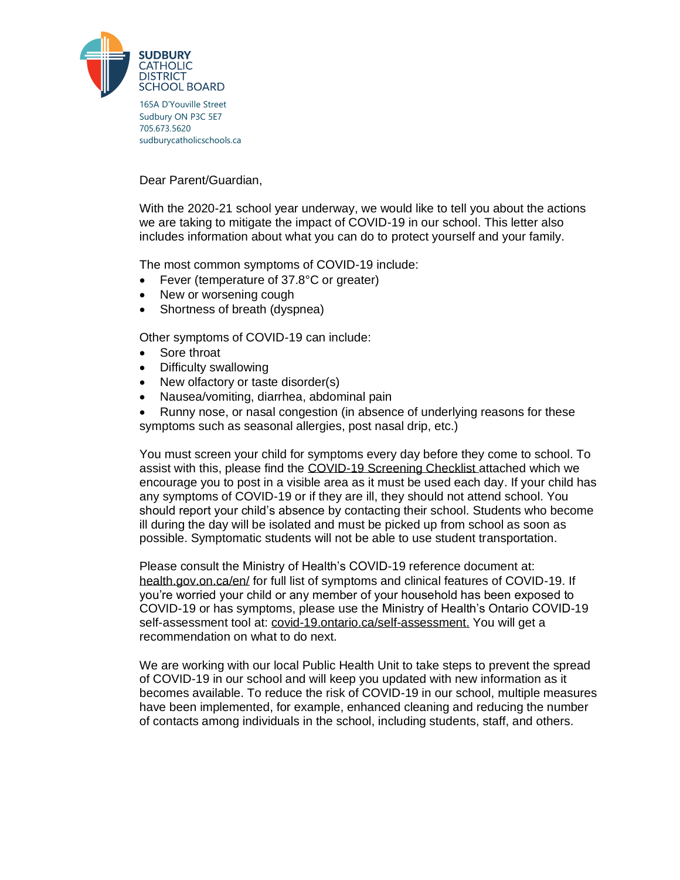**SUDBURY CATHOLIC DISTRICT SCHOOL BOARD**

165A D'Youville Street
Sudbury ON P3C 5E7
705.673.5620
sudburycatholicschools.ca

Dear Parent/Guardian,

With the 2020-21 school year underway, we would like to tell you about the actions we are taking to mitigate the impact of COVID-19 in our school. This letter also includes information about what you can do to protect yourself and your family.

The most common symptoms of COVID-19 include:

- Fever (temperature of 37.8°C or greater)
- New or worsening cough
- Shortness of breath (dyspnea)

Other symptoms of COVID-19 can include:

- Sore throat
- Difficulty swallowing
- New olfactory or taste disorder(s)
- Nausea/vomiting, diarrhea, abdominal pain
- Runny nose, or nasal congestion (in absence of underlying reasons for these symptoms such as seasonal allergies, post nasal drip, etc.)

You must screen your child for symptoms every day before they come to school. To assist with this, please find the COVID-19 Screening Checklist attached which we encourage you to post in a visible area as it must be used each day. If your child has any symptoms of COVID-19 or if they are ill, they should not attend school. You should report your child's absence by contacting their school. Students who become ill during the day will be isolated and must be picked up from school as soon as possible. Symptomatic students will not be able to use student transportation.

Please consult the Ministry of Health's COVID-19 reference document at: health.gov.on.ca/en/ for full list of symptoms and clinical features of COVID-19. If you're worried your child or any member of your household has been exposed to COVID-19 or has symptoms, please use the Ministry of Health's Ontario COVID-19 self-assessment tool at: covid-19.ontario.ca/self-assessment. You will get a recommendation on what to do next.

We are working with our local Public Health Unit to take steps to prevent the spread of COVID-19 in our school and will keep you updated with new information as it becomes available. To reduce the risk of COVID-19 in our school, multiple measures have been implemented, for example, enhanced cleaning and reducing the number of contacts among individuals in the school, including students, staff, and others.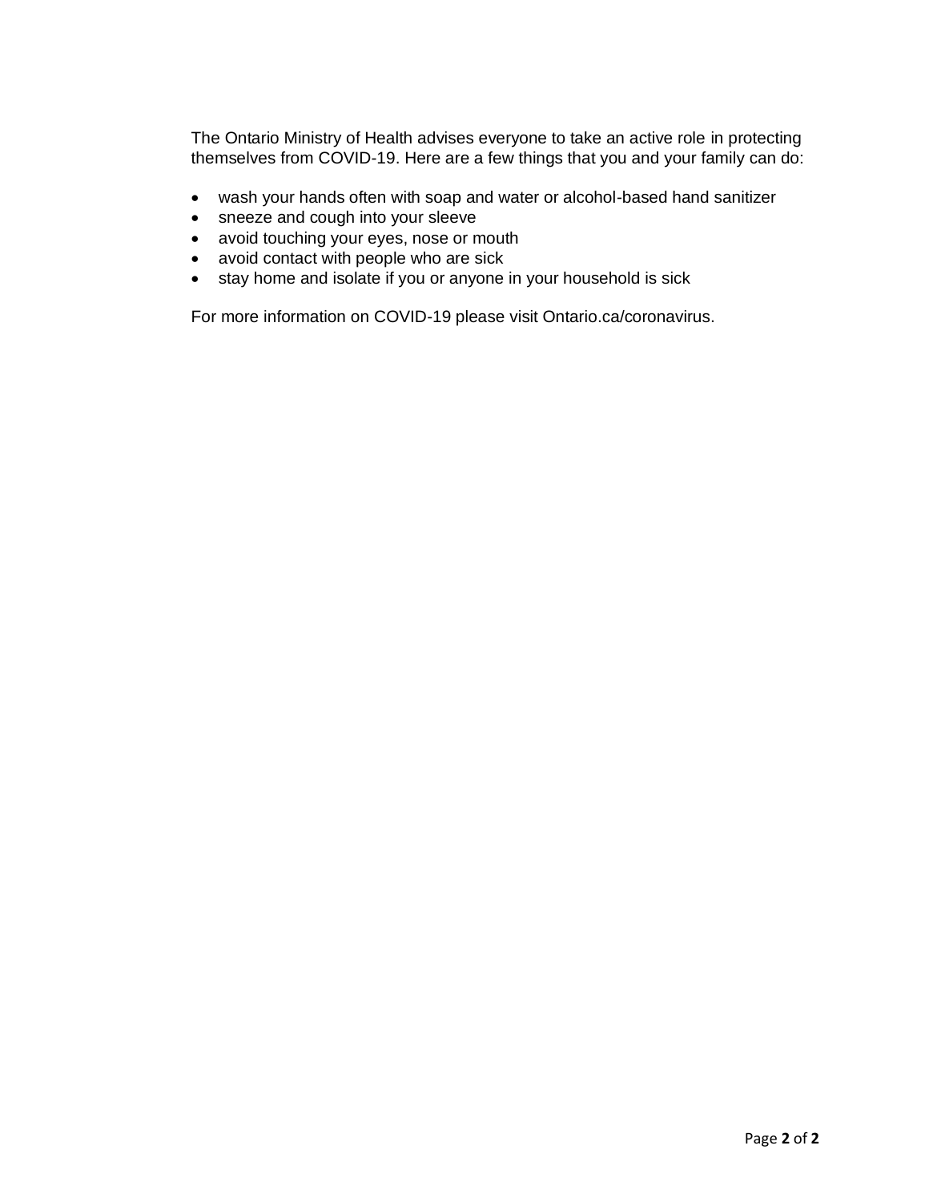The Ontario Ministry of Health advises everyone to take an active role in protecting themselves from COVID-19. Here are a few things that you and your family can do:

- wash your hands often with soap and water or alcohol-based hand sanitizer
- sneeze and cough into your sleeve
- avoid touching your eyes, nose or mouth
- avoid contact with people who are sick
- stay home and isolate if you or anyone in your household is sick

For more information on COVID-19 please visit Ontario.ca/coronavirus.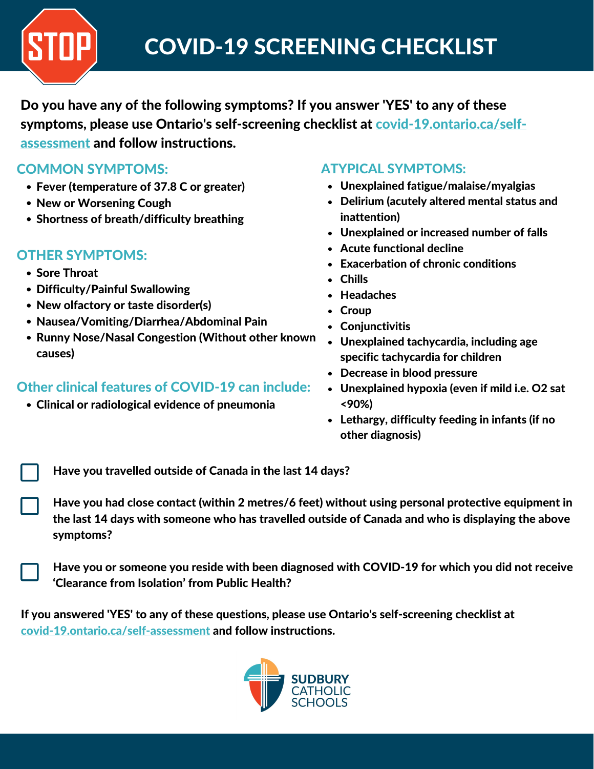# COVID-19 SCREENING CHECKLIST

**Do you have any of the following symptoms? If you answer 'YES' to any of these symptoms, please use Ontario's self-screening checklist at [covid-19.ontario.ca/self-assessment](https://covid-19.ontario.ca/self-assessment) and follow instructions.**

## COMMON SYMPTOMS:

- Fever (temperature of 37.8 C or greater)
- New or Worsening Cough
- Shortness of breath/difficulty breathing

## OTHER SYMPTOMS:

- Sore Throat
- Difficulty/Painful Swallowing
- New olfactory or taste disorder(s)
- Nausea/Vomiting/Diarrhea/Abdominal Pain
- Runny Nose/Nasal Congestion (Without other known causes)

## Other clinical features of COVID-19 can include:

- Clinical or radiological evidence of pneumonia

## ATYPICAL SYMPTOMS:

- Unexplained fatigue/malaise/myalgias
- Delirium (acutely altered mental status and inattention)
- Unexplained or increased number of falls
- Acute functional decline
- Exacerbation of chronic conditions
- Chills
- Headaches
- Croup
- Conjunctivitis
- Unexplained tachycardia, including age specific tachycardia for children
- Decrease in blood pressure
- Unexplained hypoxia (even if mild i.e. O2 sat <90%)
- Lethargy, difficulty feeding in infants (if no other diagnosis)

- [ ] **Have you travelled outside of Canada in the last 14 days?**
- [ ] **Have you had close contact (within 2 metres/6 feet) without using personal protective equipment in the last 14 days with someone who has travelled outside of Canada and who is displaying the above symptoms?**
- [ ] **Have you or someone you reside with been diagnosed with COVID-19 for which you did not receive 'Clearance from Isolation' from Public Health?**

**If you answered 'YES' to any of these questions, please use Ontario's self-screening checklist at [covid-19.ontario.ca/self-assessment](https://covid-19.ontario.ca/self-assessment) and follow instructions.**

SUDBURY CATHOLIC SCHOOLS